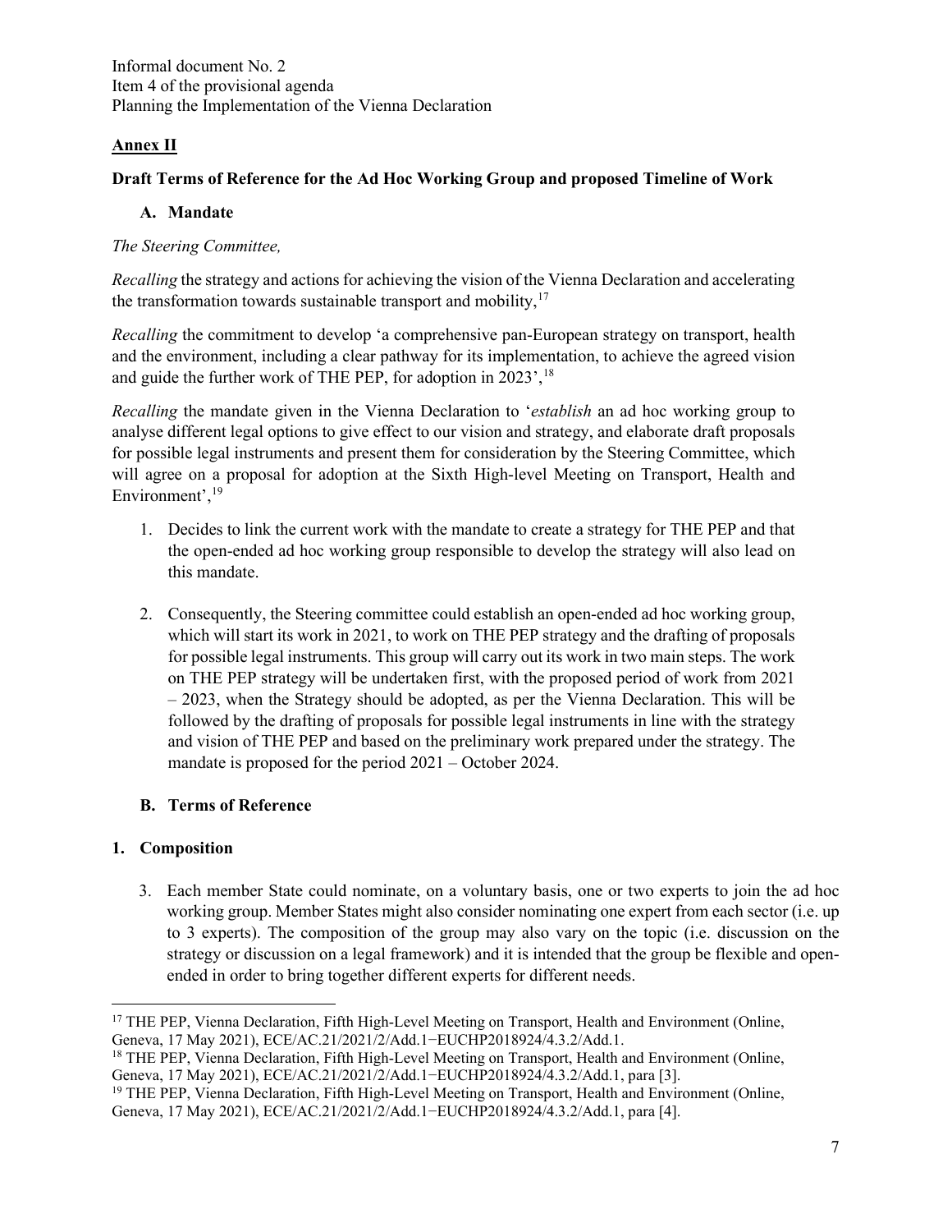Informal document No. 2
Item 4 of the provisional agenda
Planning the Implementation of the Vienna Declaration

## Annex II

### Draft Terms of Reference for the Ad Hoc Working Group and proposed Timeline of Work

#### A. Mandate

*The Steering Committee,*

*Recalling* the strategy and actions for achieving the vision of the Vienna Declaration and accelerating the transformation towards sustainable transport and mobility,[17]

*Recalling* the commitment to develop 'a comprehensive pan-European strategy on transport, health and the environment, including a clear pathway for its implementation, to achieve the agreed vision and guide the further work of THE PEP, for adoption in 2023',[18]

*Recalling* the mandate given in the Vienna Declaration to '*establish* an ad hoc working group to analyse different legal options to give effect to our vision and strategy, and elaborate draft proposals for possible legal instruments and present them for consideration by the Steering Committee, which will agree on a proposal for adoption at the Sixth High-level Meeting on Transport, Health and Environment',[19]

1. Decides to link the current work with the mandate to create a strategy for THE PEP and that the open-ended ad hoc working group responsible to develop the strategy will also lead on this mandate.

2. Consequently, the Steering committee could establish an open-ended ad hoc working group, which will start its work in 2021, to work on THE PEP strategy and the drafting of proposals for possible legal instruments. This group will carry out its work in two main steps. The work on THE PEP strategy will be undertaken first, with the proposed period of work from 2021 – 2023, when the Strategy should be adopted, as per the Vienna Declaration. This will be followed by the drafting of proposals for possible legal instruments in line with the strategy and vision of THE PEP and based on the preliminary work prepared under the strategy. The mandate is proposed for the period 2021 – October 2024.

#### B. Terms of Reference

#### 1. Composition

3. Each member State could nominate, on a voluntary basis, one or two experts to join the ad hoc working group. Member States might also consider nominating one expert from each sector (i.e. up to 3 experts). The composition of the group may also vary on the topic (i.e. discussion on the strategy or discussion on a legal framework) and it is intended that the group be flexible and open-ended in order to bring together different experts for different needs.

---

[17] THE PEP, Vienna Declaration, Fifth High-Level Meeting on Transport, Health and Environment (Online, Geneva, 17 May 2021), ECE/AC.21/2021/2/Add.1−EUCHP2018924/4.3.2/Add.1.

[18] THE PEP, Vienna Declaration, Fifth High-Level Meeting on Transport, Health and Environment (Online, Geneva, 17 May 2021), ECE/AC.21/2021/2/Add.1−EUCHP2018924/4.3.2/Add.1, para [3].

[19] THE PEP, Vienna Declaration, Fifth High-Level Meeting on Transport, Health and Environment (Online, Geneva, 17 May 2021), ECE/AC.21/2021/2/Add.1−EUCHP2018924/4.3.2/Add.1, para [4].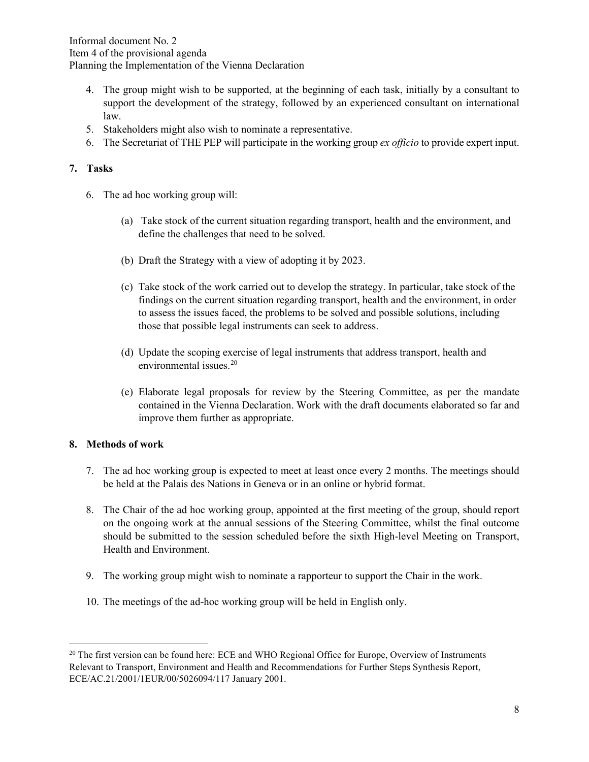4. The group might wish to be supported, at the beginning of each task, initially by a consultant to support the development of the strategy, followed by an experienced consultant on international law.
5. Stakeholders might also wish to nominate a representative.
6. The Secretariat of THE PEP will participate in the working group *ex officio* to provide expert input.

## 7. Tasks

6. The ad hoc working group will:

   (a) Take stock of the current situation regarding transport, health and the environment, and define the challenges that need to be solved.

   (b) Draft the Strategy with a view of adopting it by 2023.

   (c) Take stock of the work carried out to develop the strategy. In particular, take stock of the findings on the current situation regarding transport, health and the environment, in order to assess the issues faced, the problems to be solved and possible solutions, including those that possible legal instruments can seek to address.

   (d) Update the scoping exercise of legal instruments that address transport, health and environmental issues.[20]

   (e) Elaborate legal proposals for review by the Steering Committee, as per the mandate contained in the Vienna Declaration. Work with the draft documents elaborated so far and improve them further as appropriate.

## 8. Methods of work

7. The ad hoc working group is expected to meet at least once every 2 months. The meetings should be held at the Palais des Nations in Geneva or in an online or hybrid format.

8. The Chair of the ad hoc working group, appointed at the first meeting of the group, should report on the ongoing work at the annual sessions of the Steering Committee, whilst the final outcome should be submitted to the session scheduled before the sixth High-level Meeting on Transport, Health and Environment.

9. The working group might wish to nominate a rapporteur to support the Chair in the work.

10. The meetings of the ad-hoc working group will be held in English only.

---

[20] The first version can be found here: ECE and WHO Regional Office for Europe, Overview of Instruments Relevant to Transport, Environment and Health and Recommendations for Further Steps Synthesis Report, ECE/AC.21/2001/1EUR/00/5026094/117 January 2001.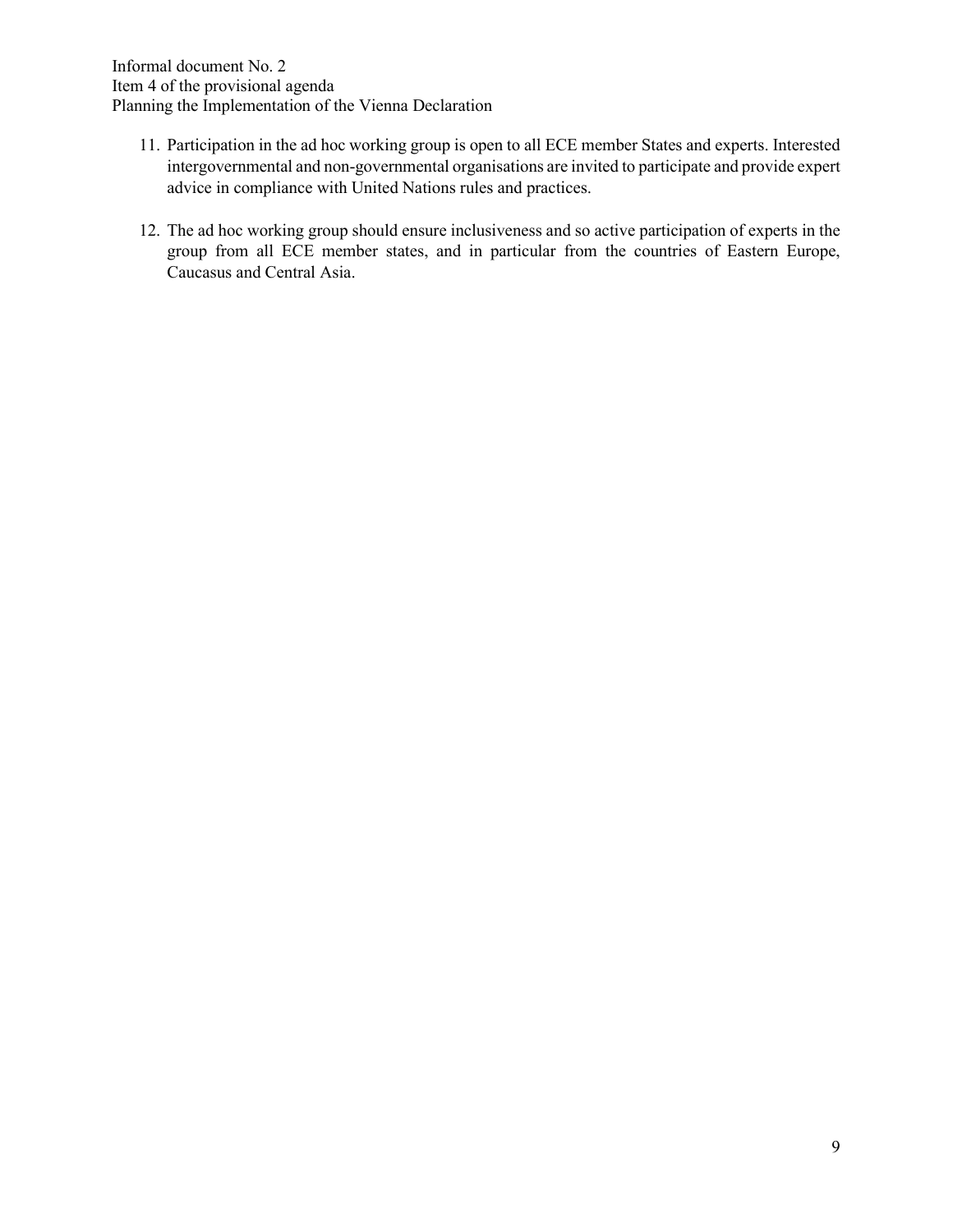11. Participation in the ad hoc working group is open to all ECE member States and experts. Interested intergovernmental and non-governmental organisations are invited to participate and provide expert advice in compliance with United Nations rules and practices.

12. The ad hoc working group should ensure inclusiveness and so active participation of experts in the group from all ECE member states, and in particular from the countries of Eastern Europe, Caucasus and Central Asia.